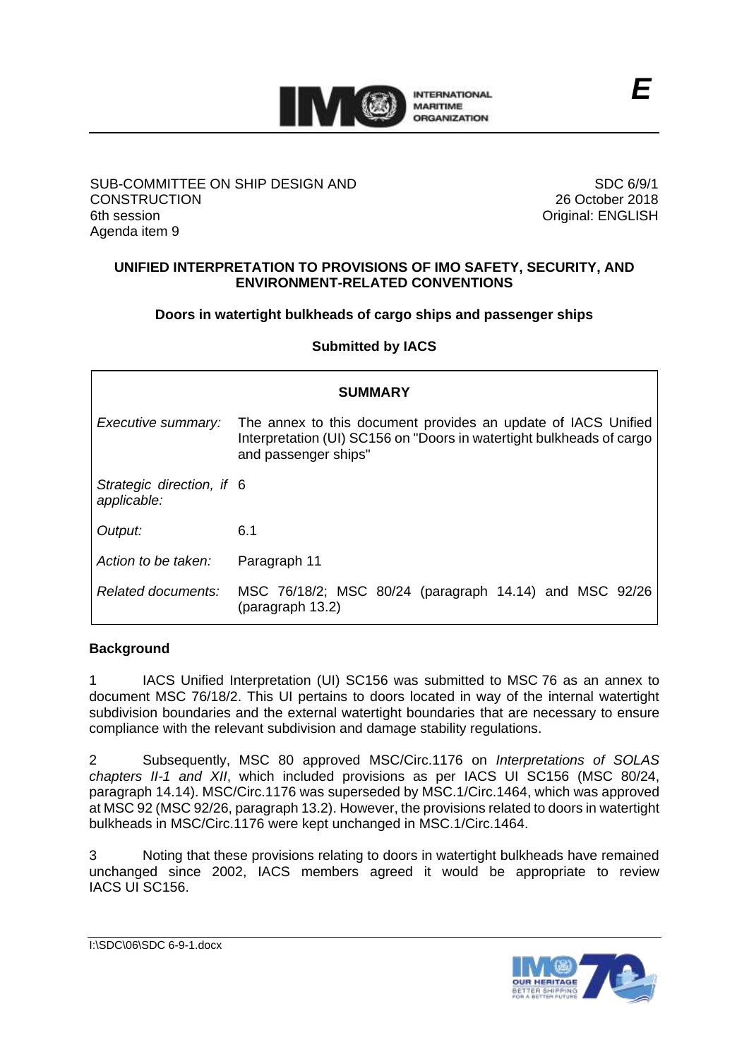E

SUB-COMMITTEE ON SHIP DESIGN AND CONSTRUCTION
6th session
Agenda item 9

SDC 6/9/1
26 October 2018
Original: ENGLISH

**UNIFIED INTERPRETATION TO PROVISIONS OF IMO SAFETY, SECURITY, AND ENVIRONMENT-RELATED CONVENTIONS**

**Doors in watertight bulkheads of cargo ships and passenger ships**

**Submitted by IACS**

| **SUMMARY** | |
|---|---|
| *Executive summary:* | The annex to this document provides an update of IACS Unified Interpretation (UI) SC156 on "Doors in watertight bulkheads of cargo and passenger ships" |
| *Strategic direction, if applicable:* | 6 |
| *Output:* | 6.1 |
| *Action to be taken:* | Paragraph 11 |
| *Related documents:* | MSC 76/18/2; MSC 80/24 (paragraph 14.14) and MSC 92/26 (paragraph 13.2) |

## Background

1 IACS Unified Interpretation (UI) SC156 was submitted to MSC 76 as an annex to document MSC 76/18/2. This UI pertains to doors located in way of the internal watertight subdivision boundaries and the external watertight boundaries that are necessary to ensure compliance with the relevant subdivision and damage stability regulations.

2 Subsequently, MSC 80 approved MSC/Circ.1176 on *Interpretations of SOLAS chapters II-1 and XII*, which included provisions as per IACS UI SC156 (MSC 80/24, paragraph 14.14). MSC/Circ.1176 was superseded by MSC.1/Circ.1464, which was approved at MSC 92 (MSC 92/26, paragraph 13.2). However, the provisions related to doors in watertight bulkheads in MSC/Circ.1176 were kept unchanged in MSC.1/Circ.1464.

3 Noting that these provisions relating to doors in watertight bulkheads have remained unchanged since 2002, IACS members agreed it would be appropriate to review IACS UI SC156.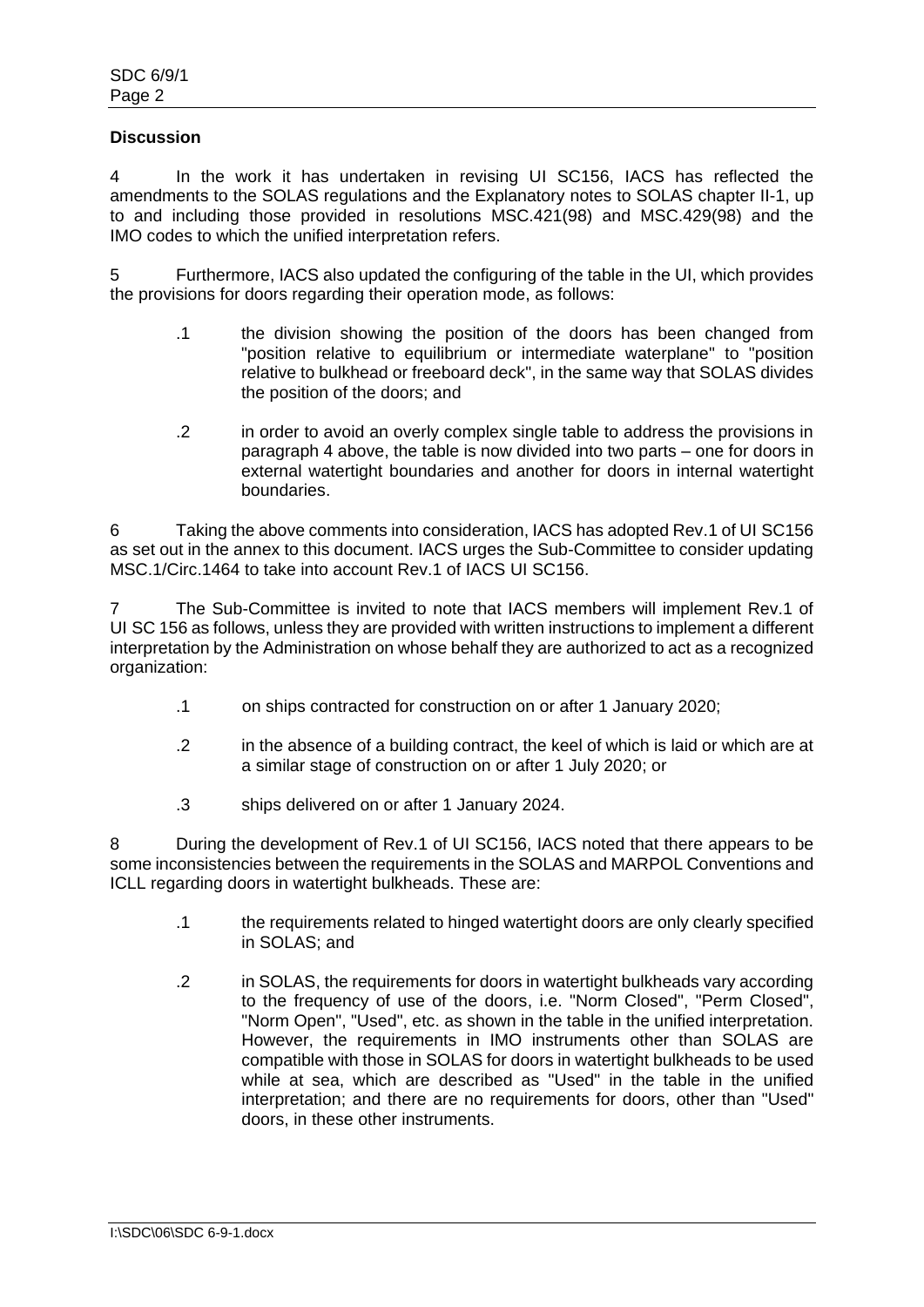**Discussion**

4 In the work it has undertaken in revising UI SC156, IACS has reflected the amendments to the SOLAS regulations and the Explanatory notes to SOLAS chapter II-1, up to and including those provided in resolutions MSC.421(98) and MSC.429(98) and the IMO codes to which the unified interpretation refers.

5 Furthermore, IACS also updated the configuring of the table in the UI, which provides the provisions for doors regarding their operation mode, as follows:

.1 the division showing the position of the doors has been changed from "position relative to equilibrium or intermediate waterplane" to "position relative to bulkhead or freeboard deck", in the same way that SOLAS divides the position of the doors; and

.2 in order to avoid an overly complex single table to address the provisions in paragraph 4 above, the table is now divided into two parts – one for doors in external watertight boundaries and another for doors in internal watertight boundaries.

6 Taking the above comments into consideration, IACS has adopted Rev.1 of UI SC156 as set out in the annex to this document. IACS urges the Sub-Committee to consider updating MSC.1/Circ.1464 to take into account Rev.1 of IACS UI SC156.

7 The Sub-Committee is invited to note that IACS members will implement Rev.1 of UI SC 156 as follows, unless they are provided with written instructions to implement a different interpretation by the Administration on whose behalf they are authorized to act as a recognized organization:

.1 on ships contracted for construction on or after 1 January 2020;

.2 in the absence of a building contract, the keel of which is laid or which are at a similar stage of construction on or after 1 July 2020; or

.3 ships delivered on or after 1 January 2024.

8 During the development of Rev.1 of UI SC156, IACS noted that there appears to be some inconsistencies between the requirements in the SOLAS and MARPOL Conventions and ICLL regarding doors in watertight bulkheads. These are:

.1 the requirements related to hinged watertight doors are only clearly specified in SOLAS; and

.2 in SOLAS, the requirements for doors in watertight bulkheads vary according to the frequency of use of the doors, i.e. "Norm Closed", "Perm Closed", "Norm Open", "Used", etc. as shown in the table in the unified interpretation. However, the requirements in IMO instruments other than SOLAS are compatible with those in SOLAS for doors in watertight bulkheads to be used while at sea, which are described as "Used" in the table in the unified interpretation; and there are no requirements for doors, other than "Used" doors, in these other instruments.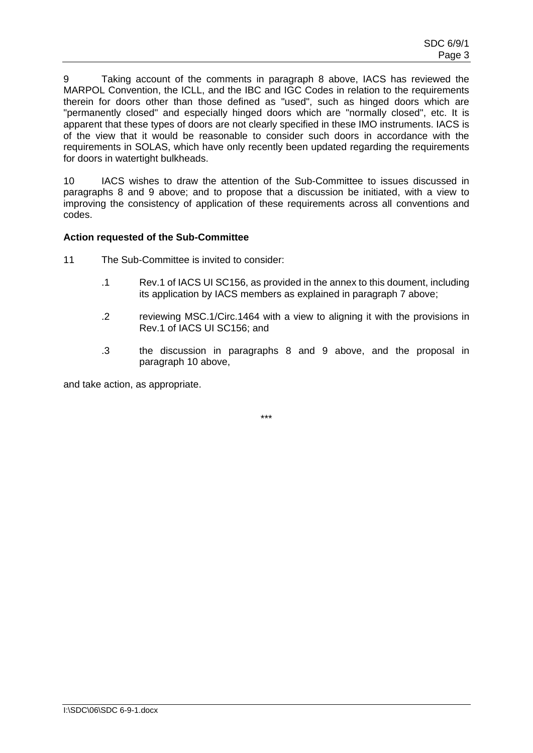9 Taking account of the comments in paragraph 8 above, IACS has reviewed the MARPOL Convention, the ICLL, and the IBC and IGC Codes in relation to the requirements therein for doors other than those defined as "used", such as hinged doors which are "permanently closed" and especially hinged doors which are "normally closed", etc. It is apparent that these types of doors are not clearly specified in these IMO instruments. IACS is of the view that it would be reasonable to consider such doors in accordance with the requirements in SOLAS, which have only recently been updated regarding the requirements for doors in watertight bulkheads.

10 IACS wishes to draw the attention of the Sub-Committee to issues discussed in paragraphs 8 and 9 above; and to propose that a discussion be initiated, with a view to improving the consistency of application of these requirements across all conventions and codes.

**Action requested of the Sub-Committee**

11 The Sub-Committee is invited to consider:

- .1 Rev.1 of IACS UI SC156, as provided in the annex to this doument, including its application by IACS members as explained in paragraph 7 above;
- .2 reviewing MSC.1/Circ.1464 with a view to aligning it with the provisions in Rev.1 of IACS UI SC156; and
- .3 the discussion in paragraphs 8 and 9 above, and the proposal in paragraph 10 above,

and take action, as appropriate.

\*\*\*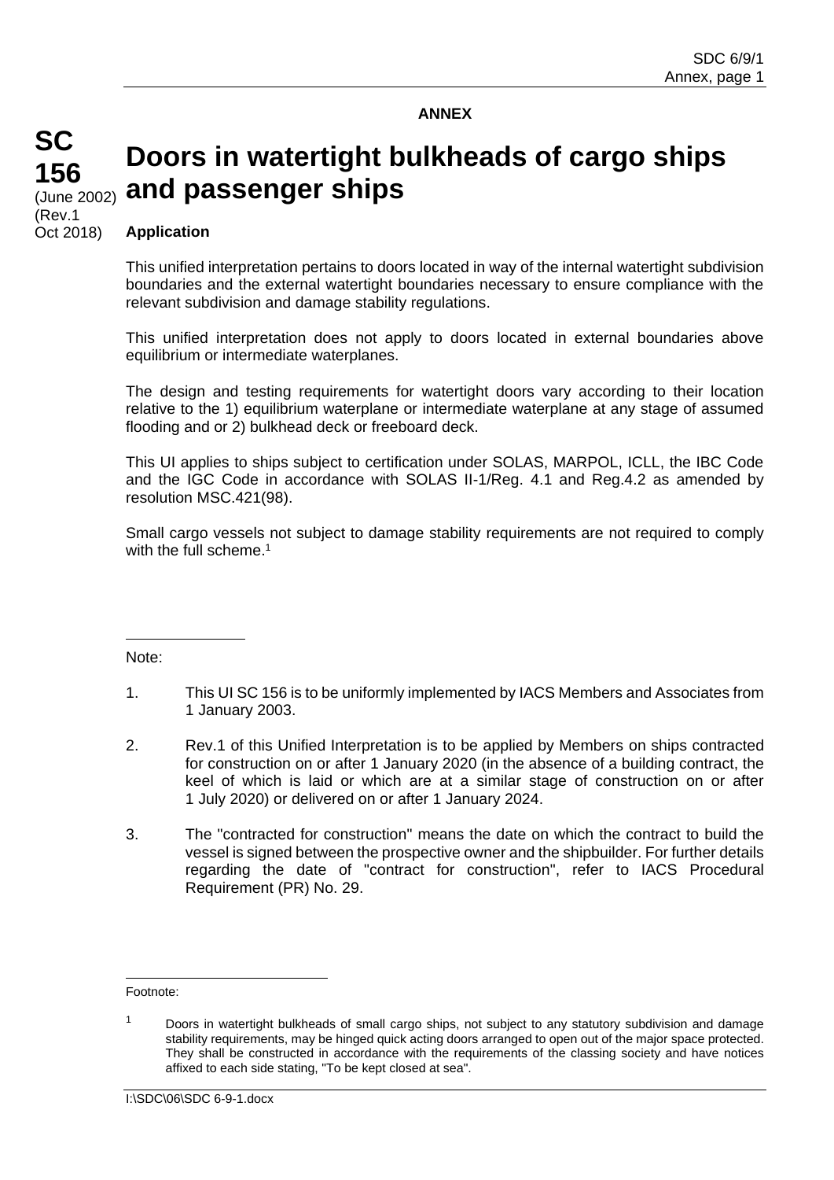**ANNEX**

**SC 156**
(June 2002)
(Rev.1
Oct 2018)

# Doors in watertight bulkheads of cargo ships and passenger ships

**Application**

This unified interpretation pertains to doors located in way of the internal watertight subdivision boundaries and the external watertight boundaries necessary to ensure compliance with the relevant subdivision and damage stability regulations.

This unified interpretation does not apply to doors located in external boundaries above equilibrium or intermediate waterplanes.

The design and testing requirements for watertight doors vary according to their location relative to the 1) equilibrium waterplane or intermediate waterplane at any stage of assumed flooding and or 2) bulkhead deck or freeboard deck.

This UI applies to ships subject to certification under SOLAS, MARPOL, ICLL, the IBC Code and the IGC Code in accordance with SOLAS II-1/Reg. 4.1 and Reg.4.2 as amended by resolution MSC.421(98).

Small cargo vessels not subject to damage stability requirements are not required to comply with the full scheme.[1]

Note:

1. This UI SC 156 is to be uniformly implemented by IACS Members and Associates from 1 January 2003.

2. Rev.1 of this Unified Interpretation is to be applied by Members on ships contracted for construction on or after 1 January 2020 (in the absence of a building contract, the keel of which is laid or which are at a similar stage of construction on or after 1 July 2020) or delivered on or after 1 January 2024.

3. The "contracted for construction" means the date on which the contract to build the vessel is signed between the prospective owner and the shipbuilder. For further details regarding the date of "contract for construction", refer to IACS Procedural Requirement (PR) No. 29.

Footnote:

[1] Doors in watertight bulkheads of small cargo ships, not subject to any statutory subdivision and damage stability requirements, may be hinged quick acting doors arranged to open out of the major space protected. They shall be constructed in accordance with the requirements of the classing society and have notices affixed to each side stating, "To be kept closed at sea".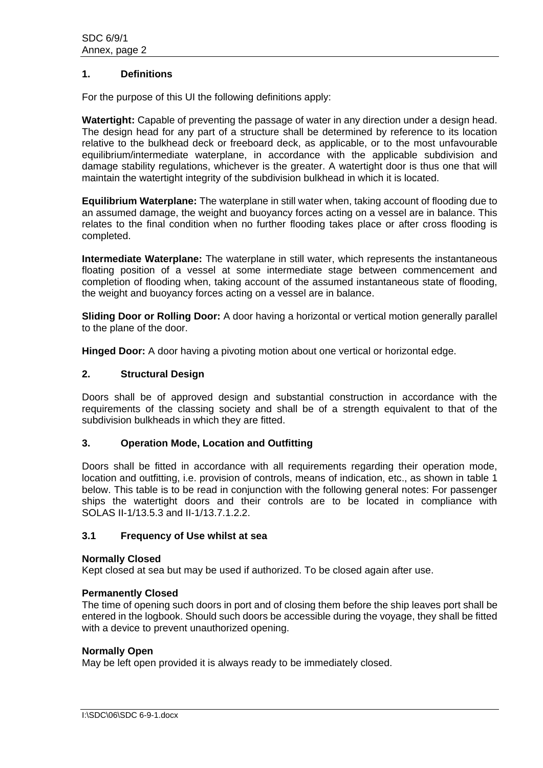## 1. Definitions

For the purpose of this UI the following definitions apply:

**Watertight:** Capable of preventing the passage of water in any direction under a design head. The design head for any part of a structure shall be determined by reference to its location relative to the bulkhead deck or freeboard deck, as applicable, or to the most unfavourable equilibrium/intermediate waterplane, in accordance with the applicable subdivision and damage stability regulations, whichever is the greater. A watertight door is thus one that will maintain the watertight integrity of the subdivision bulkhead in which it is located.

**Equilibrium Waterplane:** The waterplane in still water when, taking account of flooding due to an assumed damage, the weight and buoyancy forces acting on a vessel are in balance. This relates to the final condition when no further flooding takes place or after cross flooding is completed.

**Intermediate Waterplane:** The waterplane in still water, which represents the instantaneous floating position of a vessel at some intermediate stage between commencement and completion of flooding when, taking account of the assumed instantaneous state of flooding, the weight and buoyancy forces acting on a vessel are in balance.

**Sliding Door or Rolling Door:** A door having a horizontal or vertical motion generally parallel to the plane of the door.

**Hinged Door:** A door having a pivoting motion about one vertical or horizontal edge.

## 2. Structural Design

Doors shall be of approved design and substantial construction in accordance with the requirements of the classing society and shall be of a strength equivalent to that of the subdivision bulkheads in which they are fitted.

## 3. Operation Mode, Location and Outfitting

Doors shall be fitted in accordance with all requirements regarding their operation mode, location and outfitting, i.e. provision of controls, means of indication, etc., as shown in table 1 below. This table is to be read in conjunction with the following general notes: For passenger ships the watertight doors and their controls are to be located in compliance with SOLAS II-1/13.5.3 and II-1/13.7.1.2.2.

### 3.1 Frequency of Use whilst at sea

**Normally Closed**
Kept closed at sea but may be used if authorized. To be closed again after use.

**Permanently Closed**
The time of opening such doors in port and of closing them before the ship leaves port shall be entered in the logbook. Should such doors be accessible during the voyage, they shall be fitted with a device to prevent unauthorized opening.

**Normally Open**
May be left open provided it is always ready to be immediately closed.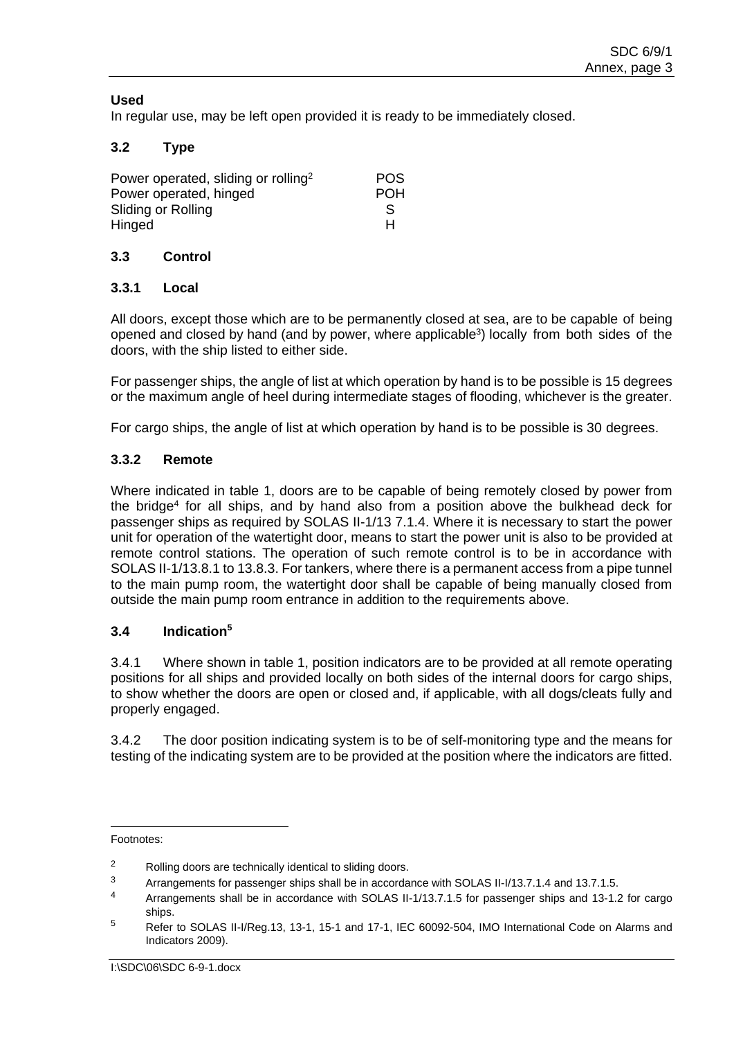**Used**

In regular use, may be left open provided it is ready to be immediately closed.

### 3.2 Type

| | |
|---|---|
| Power operated, sliding or rolling[2] | POS |
| Power operated, hinged | POH |
| Sliding or Rolling | S |
| Hinged | H |

### 3.3 Control

#### 3.3.1 Local

All doors, except those which are to be permanently closed at sea, are to be capable of being opened and closed by hand (and by power, where applicable[3]) locally from both sides of the doors, with the ship listed to either side.

For passenger ships, the angle of list at which operation by hand is to be possible is 15 degrees or the maximum angle of heel during intermediate stages of flooding, whichever is the greater.

For cargo ships, the angle of list at which operation by hand is to be possible is 30 degrees.

#### 3.3.2 Remote

Where indicated in table 1, doors are to be capable of being remotely closed by power from the bridge[4] for all ships, and by hand also from a position above the bulkhead deck for passenger ships as required by SOLAS II-1/13 7.1.4. Where it is necessary to start the power unit for operation of the watertight door, means to start the power unit is also to be provided at remote control stations. The operation of such remote control is to be in accordance with SOLAS II-1/13.8.1 to 13.8.3. For tankers, where there is a permanent access from a pipe tunnel to the main pump room, the watertight door shall be capable of being manually closed from outside the main pump room entrance in addition to the requirements above.

### 3.4 Indication[5]

3.4.1 Where shown in table 1, position indicators are to be provided at all remote operating positions for all ships and provided locally on both sides of the internal doors for cargo ships, to show whether the doors are open or closed and, if applicable, with all dogs/cleats fully and properly engaged.

3.4.2 The door position indicating system is to be of self-monitoring type and the means for testing of the indicating system are to be provided at the position where the indicators are fitted.

---

Footnotes:

[2] Rolling doors are technically identical to sliding doors.

[3] Arrangements for passenger ships shall be in accordance with SOLAS II-I/13.7.1.4 and 13.7.1.5.

[4] Arrangements shall be in accordance with SOLAS II-1/13.7.1.5 for passenger ships and 13-1.2 for cargo ships.

[5] Refer to SOLAS II-I/Reg.13, 13-1, 15-1 and 17-1, IEC 60092-504, IMO International Code on Alarms and Indicators 2009).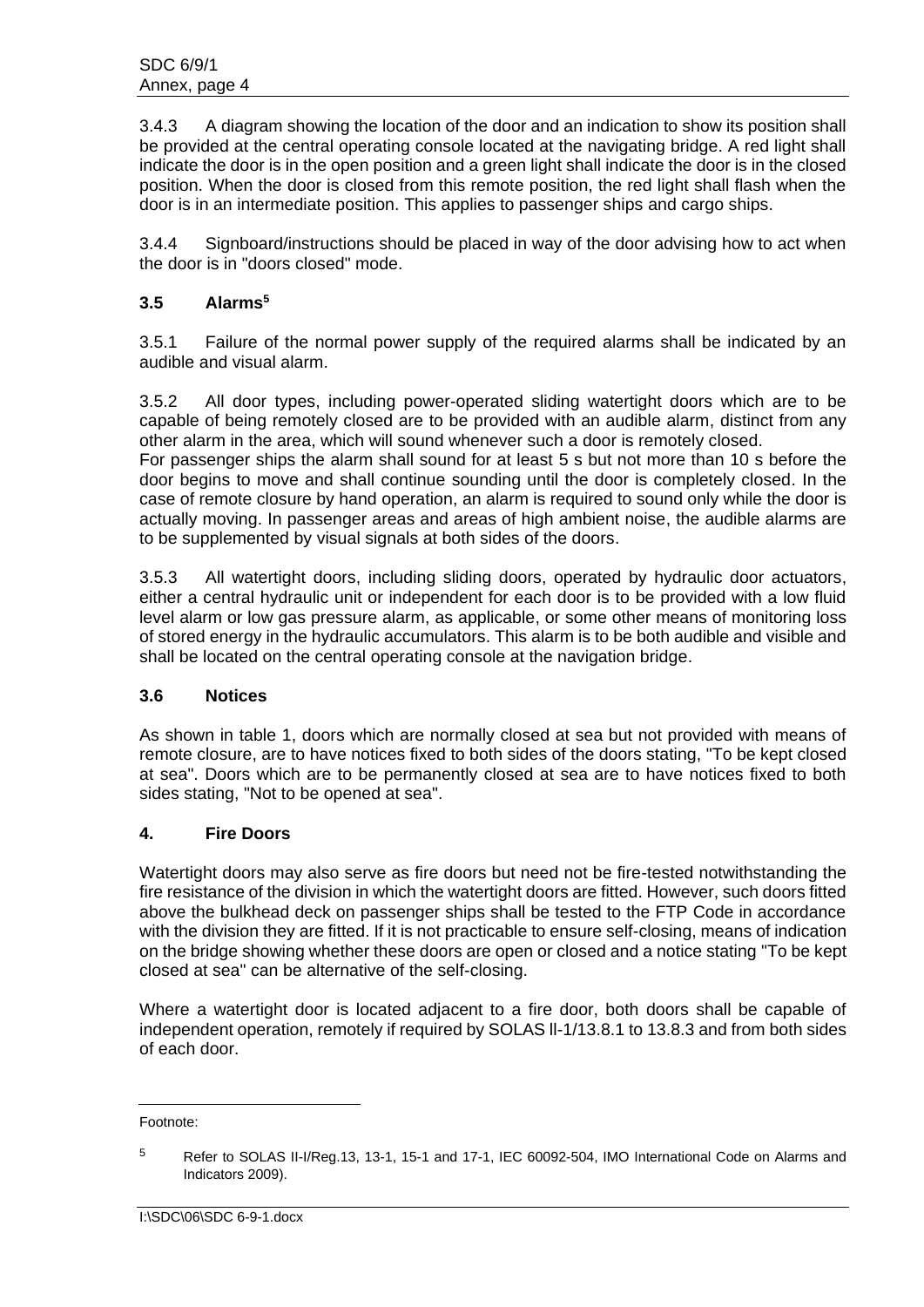3.4.3 A diagram showing the location of the door and an indication to show its position shall be provided at the central operating console located at the navigating bridge. A red light shall indicate the door is in the open position and a green light shall indicate the door is in the closed position. When the door is closed from this remote position, the red light shall flash when the door is in an intermediate position. This applies to passenger ships and cargo ships.

3.4.4 Signboard/instructions should be placed in way of the door advising how to act when the door is in "doors closed" mode.

### 3.5 Alarms[5]

3.5.1 Failure of the normal power supply of the required alarms shall be indicated by an audible and visual alarm.

3.5.2 All door types, including power-operated sliding watertight doors which are to be capable of being remotely closed are to be provided with an audible alarm, distinct from any other alarm in the area, which will sound whenever such a door is remotely closed.
For passenger ships the alarm shall sound for at least 5 s but not more than 10 s before the door begins to move and shall continue sounding until the door is completely closed. In the case of remote closure by hand operation, an alarm is required to sound only while the door is actually moving. In passenger areas and areas of high ambient noise, the audible alarms are to be supplemented by visual signals at both sides of the doors.

3.5.3 All watertight doors, including sliding doors, operated by hydraulic door actuators, either a central hydraulic unit or independent for each door is to be provided with a low fluid level alarm or low gas pressure alarm, as applicable, or some other means of monitoring loss of stored energy in the hydraulic accumulators. This alarm is to be both audible and visible and shall be located on the central operating console at the navigation bridge.

### 3.6 Notices

As shown in table 1, doors which are normally closed at sea but not provided with means of remote closure, are to have notices fixed to both sides of the doors stating, "To be kept closed at sea". Doors which are to be permanently closed at sea are to have notices fixed to both sides stating, "Not to be opened at sea".

## 4. Fire Doors

Watertight doors may also serve as fire doors but need not be fire-tested notwithstanding the fire resistance of the division in which the watertight doors are fitted. However, such doors fitted above the bulkhead deck on passenger ships shall be tested to the FTP Code in accordance with the division they are fitted. If it is not practicable to ensure self-closing, means of indication on the bridge showing whether these doors are open or closed and a notice stating "To be kept closed at sea" can be alternative of the self-closing.

Where a watertight door is located adjacent to a fire door, both doors shall be capable of independent operation, remotely if required by SOLAS II-1/13.8.1 to 13.8.3 and from both sides of each door.

---

Footnote:

[5] Refer to SOLAS II-I/Reg.13, 13-1, 15-1 and 17-1, IEC 60092-504, IMO International Code on Alarms and Indicators 2009).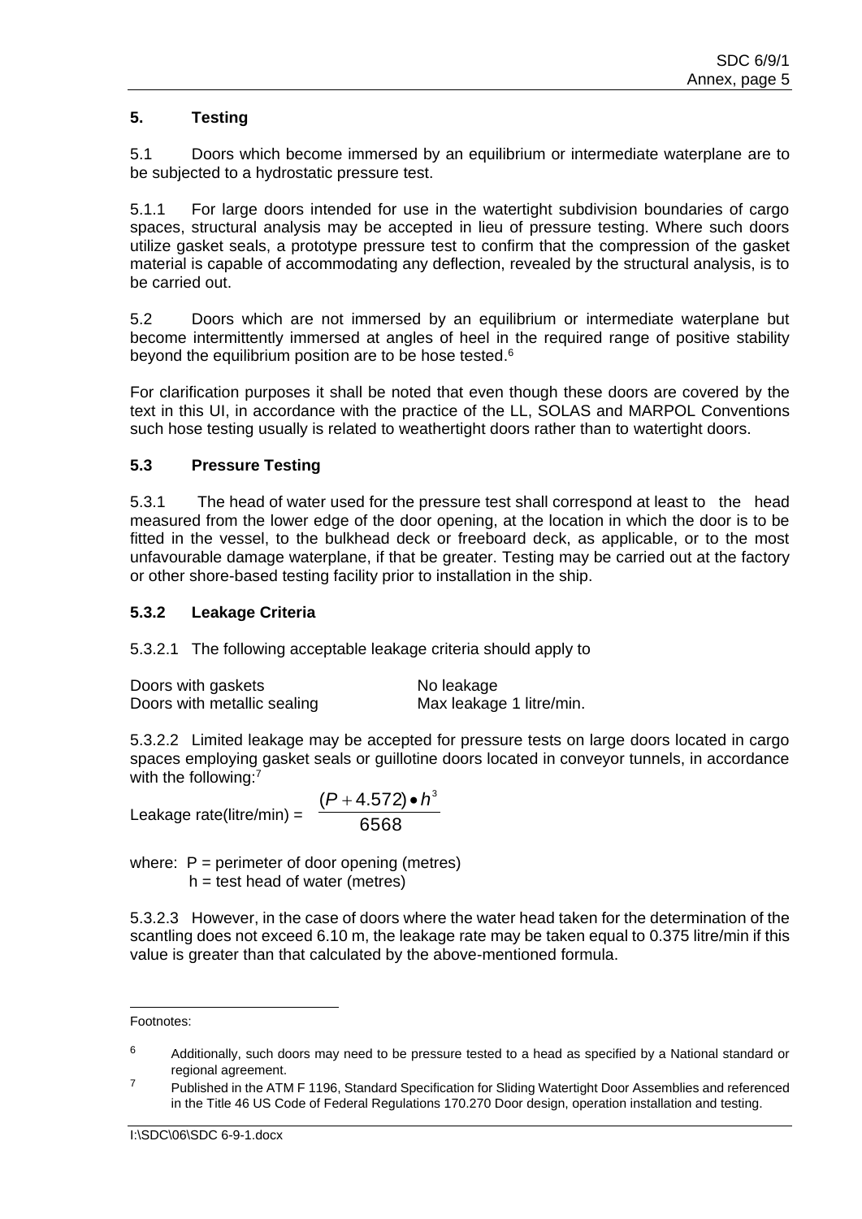## 5. Testing

5.1 Doors which become immersed by an equilibrium or intermediate waterplane are to be subjected to a hydrostatic pressure test.

5.1.1 For large doors intended for use in the watertight subdivision boundaries of cargo spaces, structural analysis may be accepted in lieu of pressure testing. Where such doors utilize gasket seals, a prototype pressure test to confirm that the compression of the gasket material is capable of accommodating any deflection, revealed by the structural analysis, is to be carried out.

5.2 Doors which are not immersed by an equilibrium or intermediate waterplane but become intermittently immersed at angles of heel in the required range of positive stability beyond the equilibrium position are to be hose tested.[6]

For clarification purposes it shall be noted that even though these doors are covered by the text in this UI, in accordance with the practice of the LL, SOLAS and MARPOL Conventions such hose testing usually is related to weathertight doors rather than to watertight doors.

### 5.3 Pressure Testing

5.3.1 The head of water used for the pressure test shall correspond at least to the head measured from the lower edge of the door opening, at the location in which the door is to be fitted in the vessel, to the bulkhead deck or freeboard deck, as applicable, or to the most unfavourable damage waterplane, if that be greater. Testing may be carried out at the factory or other shore-based testing facility prior to installation in the ship.

### 5.3.2 Leakage Criteria

5.3.2.1 The following acceptable leakage criteria should apply to

| | |
|---|---|
| Doors with gaskets | No leakage |
| Doors with metallic sealing | Max leakage 1 litre/min. |

5.3.2.2 Limited leakage may be accepted for pressure tests on large doors located in cargo spaces employing gasket seals or guillotine doors located in conveyor tunnels, in accordance with the following:[7]

$$\text{Leakage rate(litre/min)} = \frac{(P + 4.572) \bullet h^3}{6568}$$

where: $P$ = perimeter of door opening (metres)
$h$ = test head of water (metres)

5.3.2.3 However, in the case of doors where the water head taken for the determination of the scantling does not exceed 6.10 m, the leakage rate may be taken equal to 0.375 litre/min if this value is greater than that calculated by the above-mentioned formula.

---

Footnotes:

[6] Additionally, such doors may need to be pressure tested to a head as specified by a National standard or regional agreement.

[7] Published in the ATM F 1196, Standard Specification for Sliding Watertight Door Assemblies and referenced in the Title 46 US Code of Federal Regulations 170.270 Door design, operation installation and testing.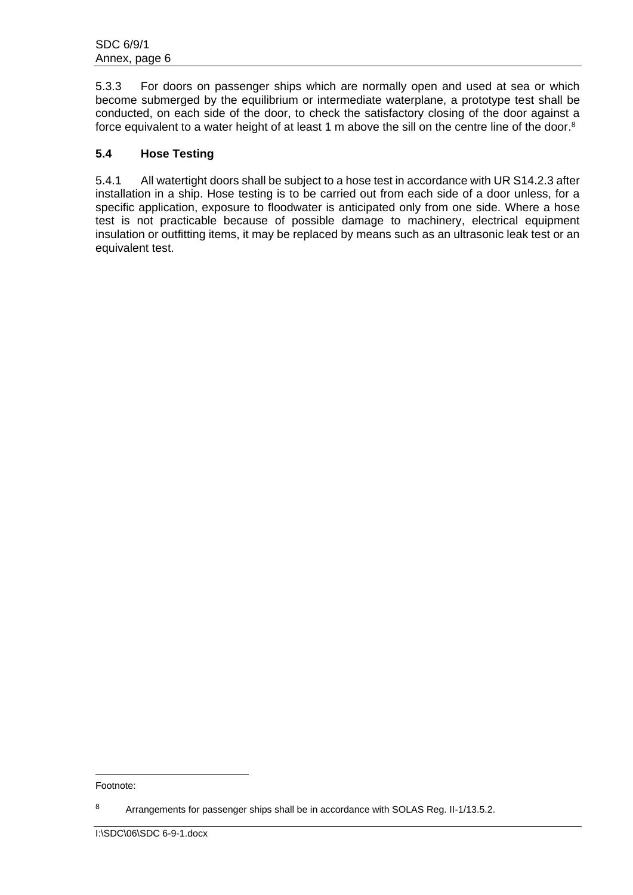5.3.3 For doors on passenger ships which are normally open and used at sea or which become submerged by the equilibrium or intermediate waterplane, a prototype test shall be conducted, on each side of the door, to check the satisfactory closing of the door against a force equivalent to a water height of at least 1 m above the sill on the centre line of the door.[8]

### 5.4 Hose Testing

5.4.1 All watertight doors shall be subject to a hose test in accordance with UR S14.2.3 after installation in a ship. Hose testing is to be carried out from each side of a door unless, for a specific application, exposure to floodwater is anticipated only from one side. Where a hose test is not practicable because of possible damage to machinery, electrical equipment insulation or outfitting items, it may be replaced by means such as an ultrasonic leak test or an equivalent test.

---

Footnote:

[8] Arrangements for passenger ships shall be in accordance with SOLAS Reg. II-1/13.5.2.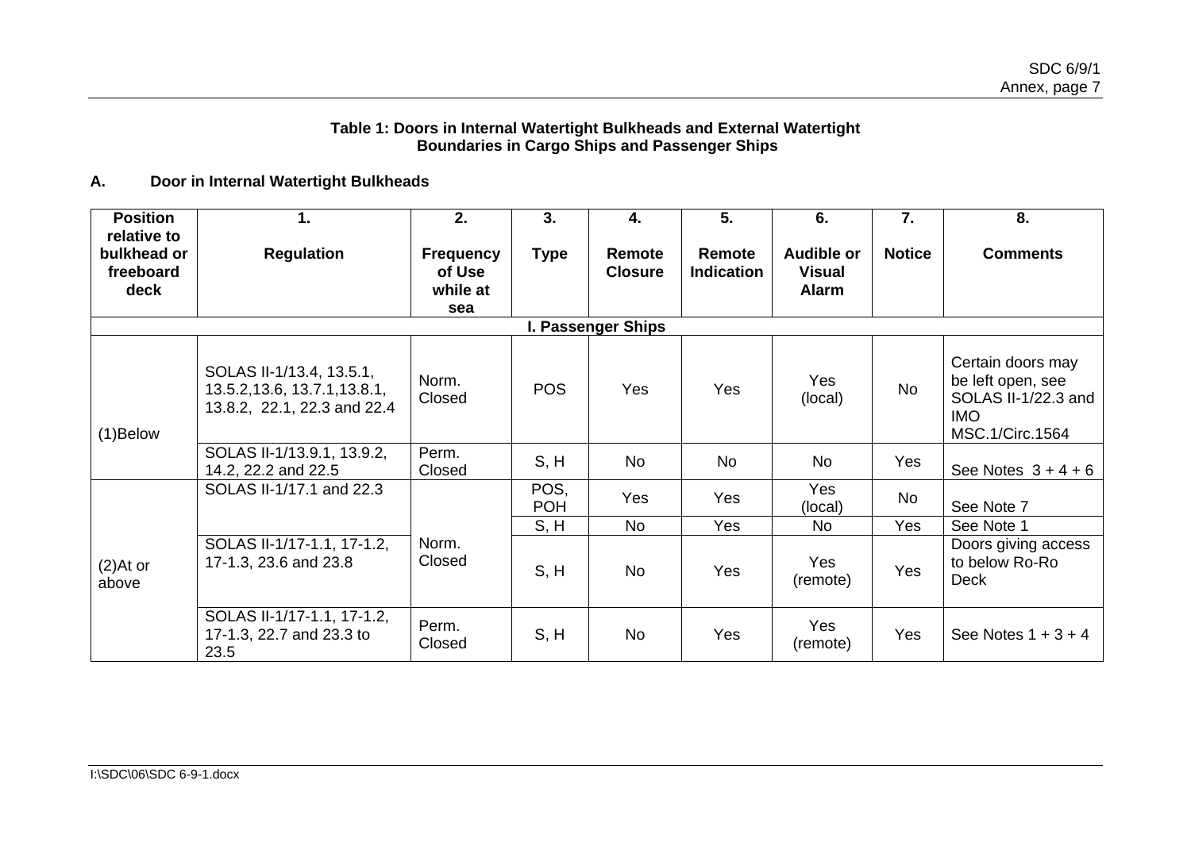**Table 1: Doors in Internal Watertight Bulkheads and External Watertight Boundaries in Cargo Ships and Passenger Ships**

**A. Door in Internal Watertight Bulkheads**

| Position relative to bulkhead or freeboard deck | 1. Regulation | 2. Frequency of Use while at sea | 3. Type | 4. Remote Closure | 5. Remote Indication | 6. Audible or Visual Alarm | 7. Notice | 8. Comments |
|---|---|---|---|---|---|---|---|---|
| **I. Passenger Ships** | | | | | | | | |
| (1)Below | SOLAS II-1/13.4, 13.5.1, 13.5.2,13.6, 13.7.1,13.8.1, 13.8.2, 22.1, 22.3 and 22.4 | Norm. Closed | POS | Yes | Yes | Yes (local) | No | Certain doors may be left open, see SOLAS II-1/22.3 and IMO MSC.1/Circ.1564 |
| | SOLAS II-1/13.9.1, 13.9.2, 14.2, 22.2 and 22.5 | Perm. Closed | S, H | No | No | No | Yes | See Notes 3 + 4 + 6 |
| (2)At or above | SOLAS II-1/17.1 and 22.3 | Norm. Closed | POS, POH | Yes | Yes | Yes (local) | No | See Note 7 |
| | | | S, H | No | Yes | No | Yes | See Note 1 |
| | SOLAS II-1/17-1.1, 17-1.2, 17-1.3, 23.6 and 23.8 | | S, H | No | Yes | Yes (remote) | Yes | Doors giving access to below Ro-Ro Deck |
| | SOLAS II-1/17-1.1, 17-1.2, 17-1.3, 22.7 and 23.3 to 23.5 | Perm. Closed | S, H | No | Yes | Yes (remote) | Yes | See Notes 1 + 3 + 4 |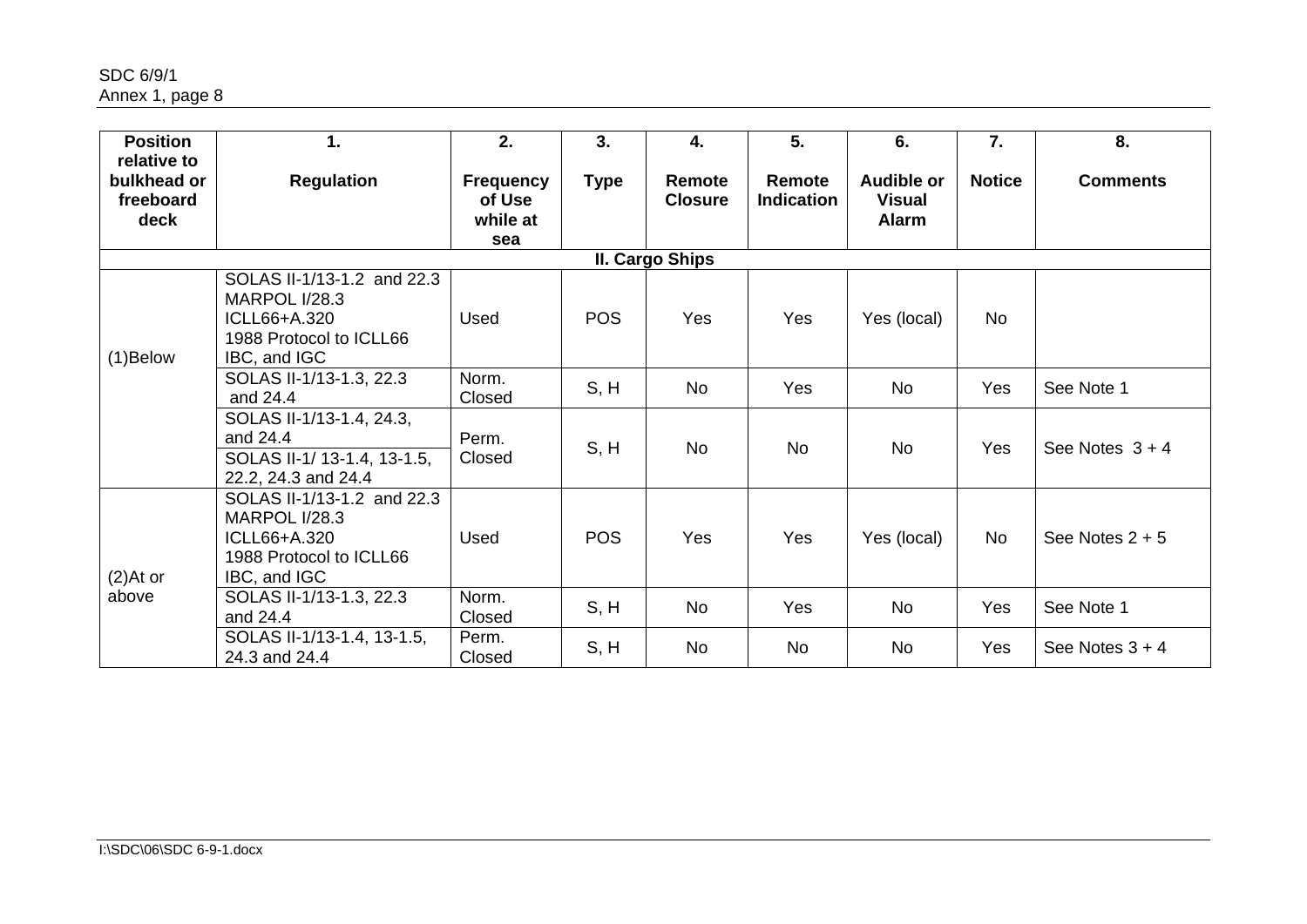| Position relative to bulkhead or freeboard deck | 1. Regulation | 2. Frequency of Use while at sea | 3. Type | 4. Remote Closure | 5. Remote Indication | 6. Audible or Visual Alarm | 7. Notice | 8. Comments |
|---|---|---|---|---|---|---|---|---|
| **II. Cargo Ships** | | | | | | | | |
| (1)Below | SOLAS II-1/13-1.2 and 22.3<br>MARPOL I/28.3<br>ICLL66+A.320<br>1988 Protocol to ICLL66<br>IBC, and IGC | Used | POS | Yes | Yes | Yes (local) | No | |
| | SOLAS II-1/13-1.3, 22.3 and 24.4 | Norm. Closed | S, H | No | Yes | No | Yes | See Note 1 |
| | SOLAS II-1/13-1.4, 24.3, and 24.4<br>SOLAS II-1/ 13-1.4, 13-1.5, 22.2, 24.3 and 24.4 | Perm. Closed | S, H | No | No | No | Yes | See Notes 3 + 4 |
| (2)At or above | SOLAS II-1/13-1.2 and 22.3<br>MARPOL I/28.3<br>ICLL66+A.320<br>1988 Protocol to ICLL66<br>IBC, and IGC | Used | POS | Yes | Yes | Yes (local) | No | See Notes 2 + 5 |
| | SOLAS II-1/13-1.3, 22.3 and 24.4 | Norm. Closed | S, H | No | Yes | No | Yes | See Note 1 |
| | SOLAS II-1/13-1.4, 13-1.5, 24.3 and 24.4 | Perm. Closed | S, H | No | No | No | Yes | See Notes 3 + 4 |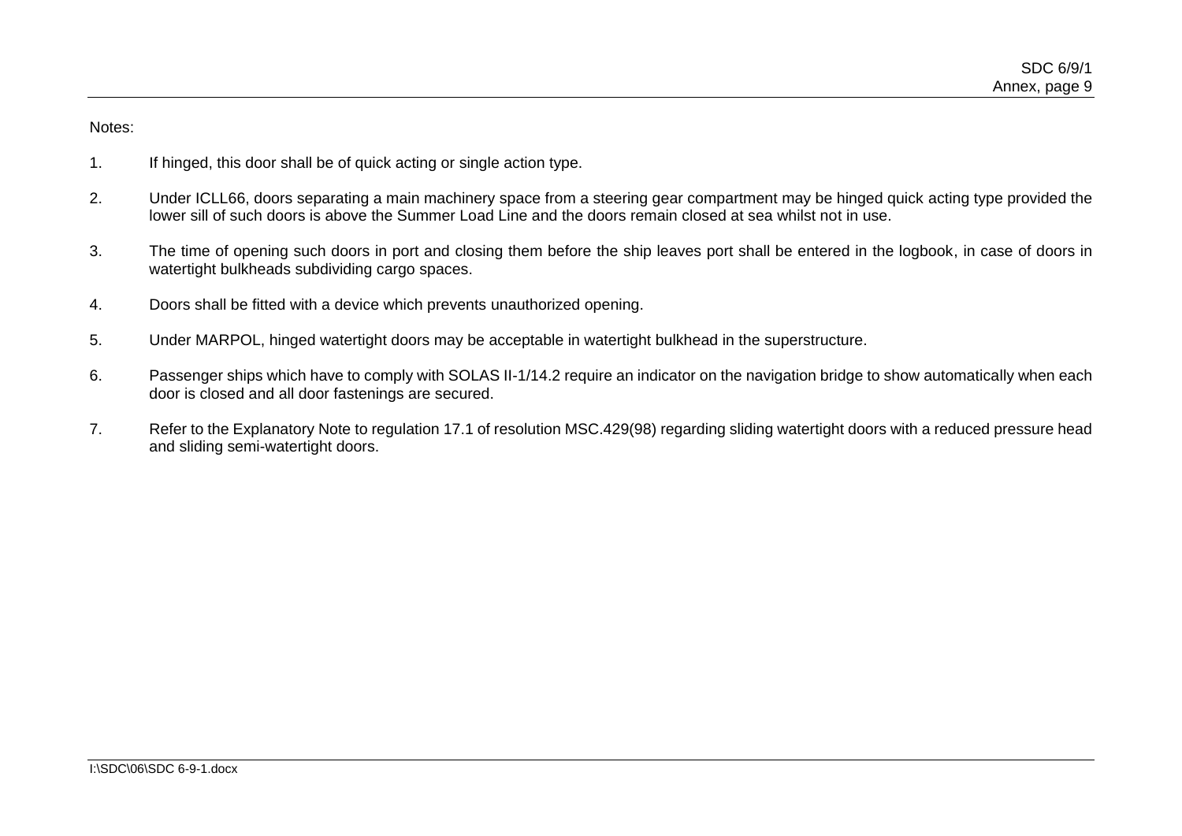Notes:

1. If hinged, this door shall be of quick acting or single action type.

2. Under ICLL66, doors separating a main machinery space from a steering gear compartment may be hinged quick acting type provided the lower sill of such doors is above the Summer Load Line and the doors remain closed at sea whilst not in use.

3. The time of opening such doors in port and closing them before the ship leaves port shall be entered in the logbook, in case of doors in watertight bulkheads subdividing cargo spaces.

4. Doors shall be fitted with a device which prevents unauthorized opening.

5. Under MARPOL, hinged watertight doors may be acceptable in watertight bulkhead in the superstructure.

6. Passenger ships which have to comply with SOLAS II-1/14.2 require an indicator on the navigation bridge to show automatically when each door is closed and all door fastenings are secured.

7. Refer to the Explanatory Note to regulation 17.1 of resolution MSC.429(98) regarding sliding watertight doors with a reduced pressure head and sliding semi-watertight doors.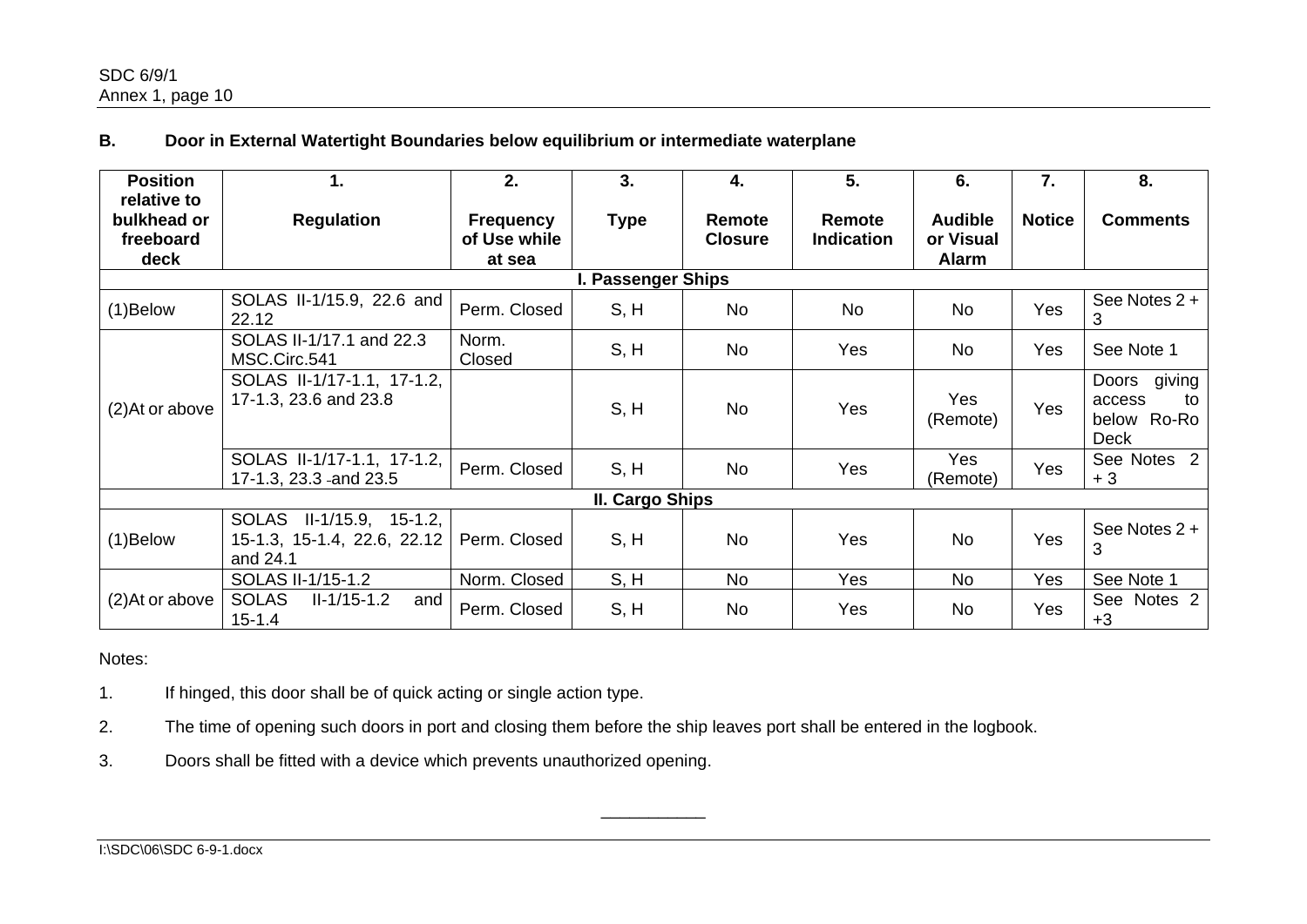**B. Door in External Watertight Boundaries below equilibrium or intermediate waterplane**

| Position relative to bulkhead or freeboard deck | 1. Regulation | 2. Frequency of Use while at sea | 3. Type | 4. Remote Closure | 5. Remote Indication | 6. Audible or Visual Alarm | 7. Notice | 8. Comments |
|---|---|---|---|---|---|---|---|---|
| **I. Passenger Ships** | | | | | | | | |
| (1)Below | SOLAS II-1/15.9, 22.6 and 22.12 | Perm. Closed | S, H | No | No | No | Yes | See Notes 2 + 3 |
| (2)At or above | SOLAS II-1/17.1 and 22.3 MSC.Circ.541 | Norm. Closed | S, H | No | Yes | No | Yes | See Note 1 |
| | SOLAS II-1/17-1.1, 17-1.2, 17-1.3, 23.6 and 23.8 | | S, H | No | Yes | Yes (Remote) | Yes | Doors giving access to below Ro-Ro Deck |
| | SOLAS II-1/17-1.1, 17-1.2, 17-1.3, 23.3 and 23.5 | Perm. Closed | S, H | No | Yes | Yes (Remote) | Yes | See Notes 2 + 3 |
| **II. Cargo Ships** | | | | | | | | |
| (1)Below | SOLAS II-1/15.9, 15-1.2, 15-1.3, 15-1.4, 22.6, 22.12 and 24.1 | Perm. Closed | S, H | No | Yes | No | Yes | See Notes 2 + 3 |
| (2)At or above | SOLAS II-1/15-1.2 | Norm. Closed | S, H | No | Yes | No | Yes | See Note 1 |
| | SOLAS II-1/15-1.2 and 15-1.4 | Perm. Closed | S, H | No | Yes | No | Yes | See Notes 2 +3 |

Notes:

1. If hinged, this door shall be of quick acting or single action type.
2. The time of opening such doors in port and closing them before the ship leaves port shall be entered in the logbook.
3. Doors shall be fitted with a device which prevents unauthorized opening.

___________